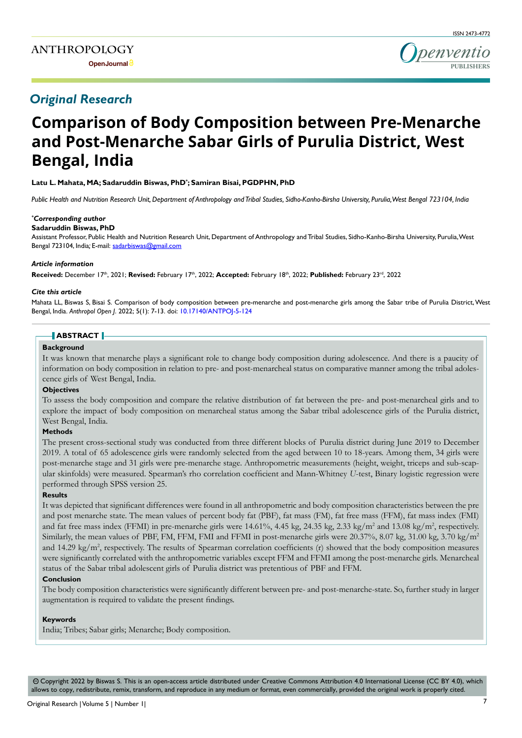ANTHROPOLOGY

OpenJournal

ISSN 2473-4772

## *Original Research*

# Comparison of Body Composition between Pre-Menarche and Post-Menarche Sabar Girls of Purulia District, West Bengal, India

**Latu L. Mahata, MA; Sadaruddin Biswas, PhD*; Samiran Bisai, PGDPHN, PhD**

*Public Health and Nutrition Research Unit, Department of Anthropology and Tribal Studies, Sidho-Kanho-Birsha University, Purulia, West Bengal 723104, India*

***Corresponding author***

**Sadaruddin Biswas, PhD**

Assistant Professor, Public Health and Nutrition Research Unit, Department of Anthropology and Tribal Studies, Sidho-Kanho-Birsha University, Purulia, West Bengal 723104, India; E-mail: sadarbiswas@gmail.com

***Article information***

**Received:** December 17th, 2021; **Revised:** February 17th, 2022; **Accepted:** February 18th, 2022; **Published:** February 23rd, 2022

***Cite this article***

Mahata LL, Biswas S, Bisai S. Comparison of body composition between pre-menarche and post-menarche girls among the Sabar tribe of Purulia District, West Bengal, India. *Anthropol Open J*. 2022; 5(1): 7-13. doi: 10.17140/ANTPOJ-5-124

## ABSTRACT

### Background

It was known that menarche plays a significant role to change body composition during adolescence. And there is a paucity of information on body composition in relation to pre- and post-menarcheal status on comparative manner among the tribal adolescence girls of West Bengal, India.

### Objectives

To assess the body composition and compare the relative distribution of fat between the pre- and post-menarcheal girls and to explore the impact of body composition on menarcheal status among the Sabar tribal adolescence girls of the Purulia district, West Bengal, India.

### Methods

The present cross-sectional study was conducted from three different blocks of Purulia district during June 2019 to December 2019. A total of 65 adolescence girls were randomly selected from the aged between 10 to 18-years. Among them, 34 girls were post-menarche stage and 31 girls were pre-menarche stage. Anthropometric measurements (height, weight, triceps and sub-scapular skinfolds) were measured. Spearman's rho correlation coefficient and Mann-Whitney *U*-test, Binary logistic regression were performed through SPSS version 25.

### Results

It was depicted that significant differences were found in all anthropometric and body composition characteristics between the pre and post menarche state. The mean values of percent body fat (PBF), fat mass (FM), fat free mass (FFM), fat mass index (FMI) and fat free mass index (FFMI) in pre-menarche girls were 14.61%, 4.45 kg, 24.35 kg, 2.33 kg/m$^2$ and 13.08 kg/m$^2$, respectively. Similarly, the mean values of PBF, FM, FFM, FMI and FFMI in post-menarche girls were 20.37%, 8.07 kg, 31.00 kg, 3.70 kg/m$^2$ and 14.29 kg/m$^2$, respectively. The results of Spearman correlation coefficients (r) showed that the body composition measures were significantly correlated with the anthropometric variables except FFM and FFMI among the post-menarche girls. Menarcheal status of the Sabar tribal adolescent girls of Purulia district was pretentious of PBF and FFM.

### Conclusion

The body composition characteristics were significantly different between pre- and post-menarche-state. So, further study in larger augmentation is required to validate the present findings.

### Keywords

India; Tribes; Sabar girls; Menarche; Body composition.

© Copyright 2022 by Biswas S. This is an open-access article distributed under Creative Commons Attribution 4.0 International License (CC BY 4.0), which allows to copy, redistribute, remix, transform, and reproduce in any medium or format, even commercially, provided the original work is properly cited.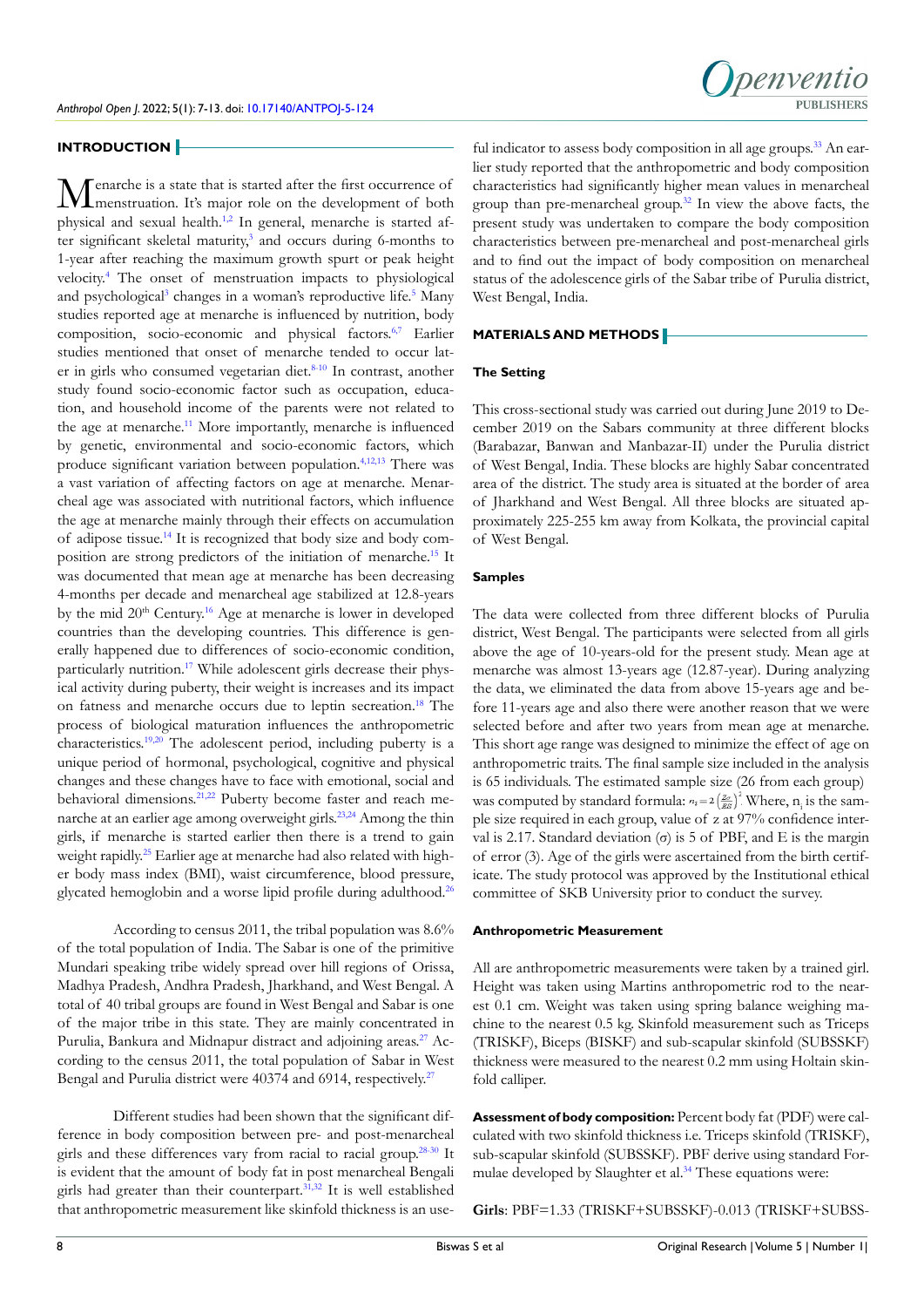## INTRODUCTION

Menarche is a state that is started after the first occurrence of menstruation. It's major role on the development of both physical and sexual health.[1,2] In general, menarche is started after significant skeletal maturity,[3] and occurs during 6-months to 1-year after reaching the maximum growth spurt or peak height velocity.[4] The onset of menstruation impacts to physiological and psychological[5] changes in a woman's reproductive life.[5] Many studies reported age at menarche is influenced by nutrition, body composition, socio-economic and physical factors.[6,7] Earlier studies mentioned that onset of menarche tended to occur later in girls who consumed vegetarian diet.[8-10] In contrast, another study found socio-economic factor such as occupation, education, and household income of the parents were not related to the age at menarche.[11] More importantly, menarche is influenced by genetic, environmental and socio-economic factors, which produce significant variation between population.[4,12,13] There was a vast variation of affecting factors on age at menarche. Menarcheal age was associated with nutritional factors, which influence the age at menarche mainly through their effects on accumulation of adipose tissue.[14] It is recognized that body size and body composition are strong predictors of the initiation of menarche.[15] It was documented that mean age at menarche has been decreasing 4-months per decade and menarcheal age stabilized at 12.8-years by the mid 20th Century.[16] Age at menarche is lower in developed countries than the developing countries. This difference is generally happened due to differences of socio-economic condition, particularly nutrition.[17] While adolescent girls decrease their physical activity during puberty, their weight is increases and its impact on fatness and menarche occurs due to leptin secretion.[18] The process of biological maturation influences the anthropometric characteristics.[19,20] The adolescent period, including puberty is a unique period of hormonal, psychological, cognitive and physical changes and these changes have to face with emotional, social and behavioral dimensions.[21,22] Puberty become faster and reach menarche at an earlier age among overweight girls.[23,24] Among the thin girls, if menarche is started earlier then there is a trend to gain weight rapidly.[25] Earlier age at menarche had also related with higher body mass index (BMI), waist circumference, blood pressure, glycated hemoglobin and a worse lipid profile during adulthood.[26]

According to census 2011, the tribal population was 8.6% of the total population of India. The Sabar is one of the primitive Mundari speaking tribe widely spread over hill regions of Orissa, Madhya Pradesh, Andhra Pradesh, Jharkhand, and West Bengal. A total of 40 tribal groups are found in West Bengal and Sabar is one of the major tribe in this state. They are mainly concentrated in Purulia, Bankura and Midnapur distract and adjoining areas.[27] According to the census 2011, the total population of Sabar in West Bengal and Purulia district were 40374 and 6914, respectively.[27]

Different studies had been shown that the significant difference in body composition between pre- and post-menarcheal girls and these differences vary from racial to racial group.[28-30] It is evident that the amount of body fat in post menarcheal Bengali girls had greater than their counterpart.[31,32] It is well established that anthropometric measurement like skinfold thickness is an useful indicator to assess body composition in all age groups.[33] An earlier study reported that the anthropometric and body composition characteristics had significantly higher mean values in menarcheal group than pre-menarcheal group.[32] In view the above facts, the present study was undertaken to compare the body composition characteristics between pre-menarcheal and post-menarcheal girls and to find out the impact of body composition on menarcheal status of the adolescence girls of the Sabar tribe of Purulia district, West Bengal, India.

## MATERIALS AND METHODS

### The Setting

This cross-sectional study was carried out during June 2019 to December 2019 on the Sabars community at three different blocks (Barabazar, Banwan and Manbazar-II) under the Purulia district of West Bengal, India. These blocks are highly Sabar concentrated area of the district. The study area is situated at the border of area of Jharkhand and West Bengal. All three blocks are situated approximately 225-255 km away from Kolkata, the provincial capital of West Bengal.

### Samples

The data were collected from three different blocks of Purulia district, West Bengal. The participants were selected from all girls above the age of 10-years-old for the present study. Mean age at menarche was almost 13-years age (12.87-year). During analyzing the data, we eliminated the data from above 15-years age and before 11-years age and also there were another reason that we were selected before and after two years from mean age at menarche. This short age range was designed to minimize the effect of age on anthropometric traits. The final sample size included in the analysis is 65 individuals. The estimated sample size (26 from each group) was computed by standard formula: $n_i = 2\left(\frac{Z\sigma}{E}\right)^2$. Where, $n_i$ is the sample size required in each group, value of z at 97% confidence interval is 2.17. Standard deviation ($\sigma$) is 5 of PBF, and E is the margin of error (3). Age of the girls were ascertained from the birth certificate. The study protocol was approved by the Institutional ethical committee of SKB University prior to conduct the survey.

### Anthropometric Measurement

All are anthropometric measurements were taken by a trained girl. Height was taken using Martins anthropometric rod to the nearest 0.1 cm. Weight was taken using spring balance weighing machine to the nearest 0.5 kg. Skinfold measurement such as Triceps (TRISKF), Biceps (BISKF) and sub-scapular skinfold (SUBSSKF) thickness were measured to the nearest 0.2 mm using Holtain skinfold calliper.

**Assessment of body composition:** Percent body fat (PDF) were calculated with two skinfold thickness i.e. Triceps skinfold (TRISKF), sub-scapular skinfold (SUBSSKF). PBF derive using standard Formulae developed by Slaughter et al.[34] These equations were:

**Girls**: PBF=1.33 (TRISKF+SUBSSKF)-0.013 (TRISKF+SUBSS-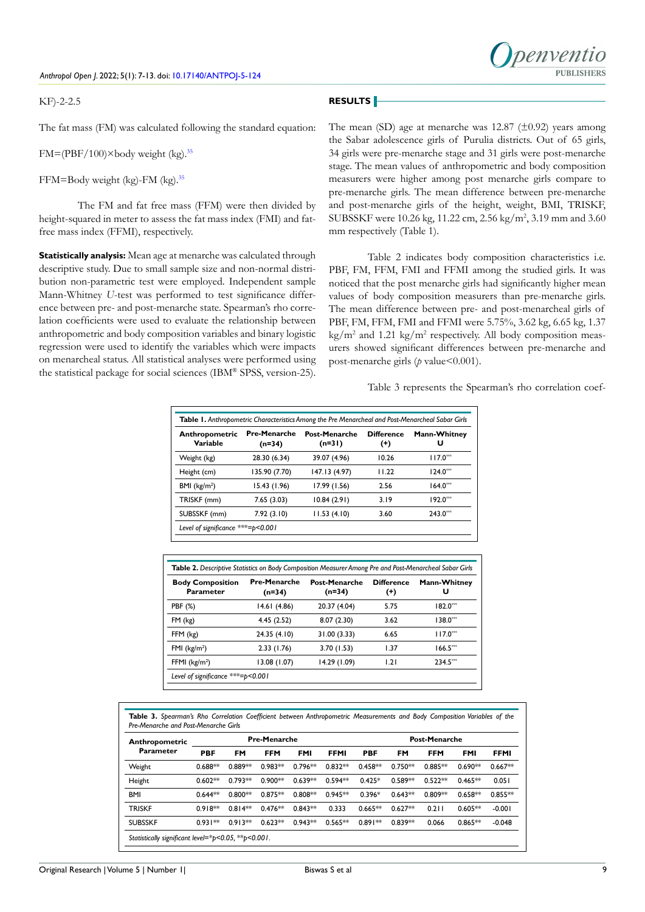KF)-2-2.5

The fat mass (FM) was calculated following the standard equation:

FM=(PBF/100)×body weight (kg).[35]

FFM=Body weight (kg)-FM (kg).[35]

The FM and fat free mass (FFM) were then divided by height-squared in meter to assess the fat mass index (FMI) and fat-free mass index (FFMI), respectively.

**Statistically analysis:** Mean age at menarche was calculated through descriptive study. Due to small sample size and non-normal distribution non-parametric test were employed. Independent sample Mann-Whitney *U*-test was performed to test significance difference between pre- and post-menarche state. Spearman's rho correlation coefficients were used to evaluate the relationship between anthropometric and body composition variables and binary logistic regression were used to identify the variables which were impacts on menarcheal status. All statistical analyses were performed using the statistical package for social sciences (IBM® SPSS, version-25).

## RESULTS

The mean (SD) age at menarche was 12.87 (±0.92) years among the Sabar adolescence girls of Purulia districts. Out of 65 girls, 34 girls were pre-menarche stage and 31 girls were post-menarche stage. The mean values of anthropometric and body composition measurers were higher among post menarche girls compare to pre-menarche girls. The mean difference between pre-menarche and post-menarche girls of the height, weight, BMI, TRISKF, SUBSSKF were 10.26 kg, 11.22 cm, 2.56 kg/m$^2$, 3.19 mm and 3.60 mm respectively (Table 1).

Table 2 indicates body composition characteristics i.e. PBF, FM, FFM, FMI and FFMI among the studied girls. It was noticed that the post menarche girls had significantly higher mean values of body composition measurers than pre-menarche girls. The mean difference between pre- and post-menarcheal girls of PBF, FM, FFM, FMI and FFMI were 5.75%, 3.62 kg, 6.65 kg, 1.37 kg/m$^2$ and 1.21 kg/m$^2$ respectively. All body composition measurers showed significant differences between pre-menarche and post-menarche girls (*p* value<0.001).

Table 3 represents the Spearman's rho correlation coef-

**Table 1.** *Anthropometric Characteristics Among the Pre Menarcheal and Post-Menarcheal Sabar Girls*

| Anthropometric Variable | Pre-Menarche (n=34) | Post-Menarche (n=31) | Difference (+) | Mann-Whitney U |
|---|---|---|---|---|
| Weight (kg) | 28.30 (6.34) | 39.07 (4.96) | 10.26 | 117.0*** |
| Height (cm) | 135.90 (7.70) | 147.13 (4.97) | 11.22 | 124.0*** |
| BMI (kg/m$^2$) | 15.43 (1.96) | 17.99 (1.56) | 2.56 | 164.0*** |
| TRISKF (mm) | 7.65 (3.03) | 10.84 (2.91) | 3.19 | 192.0*** |
| SUBSSKF (mm) | 7.92 (3.10) | 11.53 (4.10) | 3.60 | 243.0*** |

*Level of significance \*\*\*=p<0.001*

**Table 2.** *Descriptive Statistics on Body Composition Measurer Among Pre and Post-Menarcheal Sabar Girls*

| Body Composition Parameter | Pre-Menarche (n=34) | Post-Menarche (n=34) | Difference (+) | Mann-Whitney U |
|---|---|---|---|---|
| PBF (%) | 14.61 (4.86) | 20.37 (4.04) | 5.75 | 182.0*** |
| FM (kg) | 4.45 (2.52) | 8.07 (2.30) | 3.62 | 138.0*** |
| FFM (kg) | 24.35 (4.10) | 31.00 (3.33) | 6.65 | 117.0*** |
| FMI (kg/m$^2$) | 2.33 (1.76) | 3.70 (1.53) | 1.37 | 166.5*** |
| FFMI (kg/m$^2$) | 13.08 (1.07) | 14.29 (1.09) | 1.21 | 234.5*** |

*Level of significance \*\*\*=p<0.001*

**Table 3.** *Spearman's Rho Correlation Coefficient between Anthropometric Measurements and Body Composition Variables of the Pre-Menarche and Post-Menarche Girls*

| Anthropometric Parameter | Pre-Menarche | | | | | Post-Menarche | | | | |
|---|---|---|---|---|---|---|---|---|---|---|
| | PBF | FM | FFM | FMI | FFMI | PBF | FM | FFM | FMI | FFMI |
| Weight | 0.688** | 0.889** | 0.983** | 0.796** | 0.832** | 0.458** | 0.750** | 0.885** | 0.690** | 0.667** |
| Height | 0.602** | 0.793** | 0.900** | 0.639** | 0.594** | 0.425* | 0.589** | 0.522** | 0.465** | 0.051 |
| BMI | 0.644** | 0.800** | 0.875** | 0.808** | 0.945** | 0.396* | 0.643** | 0.809** | 0.658** | 0.855** |
| TRISKF | 0.918** | 0.814** | 0.476** | 0.843** | 0.333 | 0.665** | 0.627** | 0.211 | 0.605** | -0.001 |
| SUBSSKF | 0.931** | 0.913** | 0.623** | 0.943** | 0.565** | 0.891** | 0.839** | 0.066 | 0.865** | -0.048 |

*Statistically significant level=\*p<0.05, \*\*p<0.001.*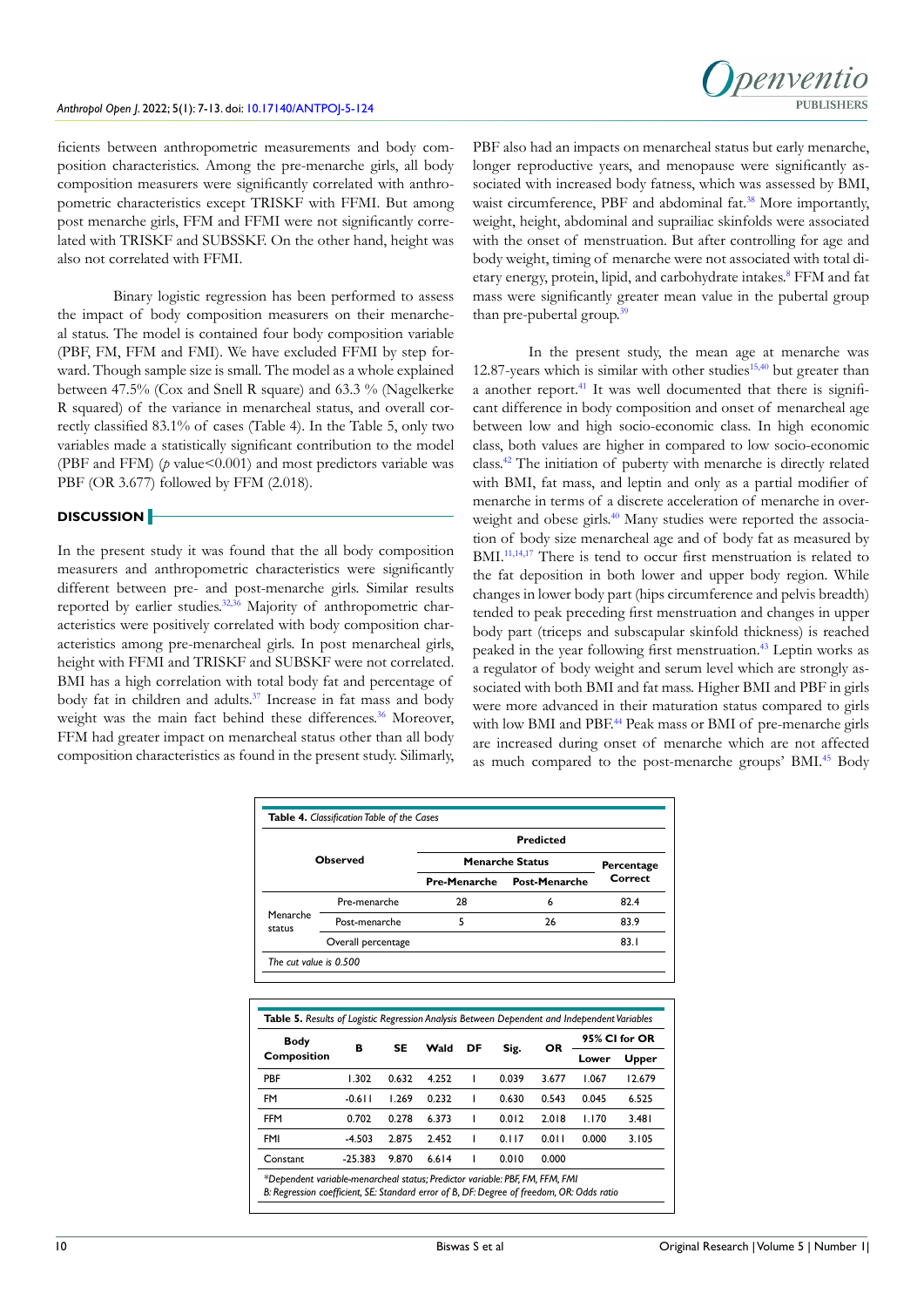ficients between anthropometric measurements and body composition characteristics. Among the pre-menarche girls, all body composition measurers were significantly correlated with anthropometric characteristics except TRISKF with FFMI. But among post menarche girls, FFM and FFMI were not significantly correlated with TRISKF and SUBSSKF. On the other hand, height was also not correlated with FFMI.

Binary logistic regression has been performed to assess the impact of body composition measurers on their menarcheal status. The model is contained four body composition variable (PBF, FM, FFM and FMI). We have excluded FFMI by step forward. Though sample size is small. The model as a whole explained between 47.5% (Cox and Snell R square) and 63.3 % (Nagelkerke R squared) of the variance in menarcheal status, and overall correctly classified 83.1% of cases (Table 4). In the Table 5, only two variables made a statistically significant contribution to the model (PBF and FFM) ($p$ value<0.001) and most predictors variable was PBF (OR 3.677) followed by FFM (2.018).

## DISCUSSION

In the present study it was found that the all body composition measurers and anthropometric characteristics were significantly different between pre- and post-menarche girls. Similar results reported by earlier studies.[32,36] Majority of anthropometric characteristics were positively correlated with body composition characteristics among pre-menarcheal girls. In post menarcheal girls, height with FFMI and TRISKF and SUBSKF were not correlated. BMI has a high correlation with total body fat and percentage of body fat in children and adults.[37] Increase in fat mass and body weight was the main fact behind these differences.[36] Moreover, FFM had greater impact on menarcheal status other than all body composition characteristics as found in the present study. Silimarly, PBF also had an impacts on menarcheal status but early menarche, longer reproductive years, and menopause were significantly associated with increased body fatness, which was assessed by BMI, waist circumference, PBF and abdominal fat.[38] More importantly, weight, height, abdominal and suprailiac skinfolds were associated with the onset of menstruation. But after controlling for age and body weight, timing of menarche were not associated with total dietary energy, protein, lipid, and carbohydrate intakes.[8] FFM and fat mass were significantly greater mean value in the pubertal group than pre-pubertal group.[39]

In the present study, the mean age at menarche was 12.87-years which is similar with other studies[15,40] but greater than a another report.[41] It was well documented that there is significant difference in body composition and onset of menarcheal age between low and high socio-economic class. In high economic class, both values are higher in compared to low socio-economic class.[42] The initiation of puberty with menarche is directly related with BMI, fat mass, and leptin and only as a partial modifier of menarche in terms of a discrete acceleration of menarche in overweight and obese girls.[40] Many studies were reported the association of body size menarcheal age and of body fat as measured by BMI.[11,14,17] There is tend to occur first menstruation is related to the fat deposition in both lower and upper body region. While changes in lower body part (hips circumference and pelvis breadth) tended to peak preceding first menstruation and changes in upper body part (triceps and subscapular skinfold thickness) is reached peaked in the year following first menstruation.[43] Leptin works as a regulator of body weight and serum level which are strongly associated with both BMI and fat mass. Higher BMI and PBF in girls were more advanced in their maturation status compared to girls with low BMI and PBF.[44] Peak mass or BMI of pre-menarche girls are increased during onset of menarche which are not affected as much compared to the post-menarche groups' BMI.[45] Body

**Table 4.** *Classification Table of the Cases*

| Observed | | Predicted | | |
|---|---|---|---|---|
| | | Menarche Status | | Percentage Correct |
| | | Pre-Menarche | Post-Menarche | |
| Menarche status | Pre-menarche | 28 | 6 | 82.4 |
| | Post-menarche | 5 | 26 | 83.9 |
| | Overall percentage | | | 83.1 |

*The cut value is 0.500*

**Table 5.** *Results of Logistic Regression Analysis Between Dependent and Independent Variables*

| Body Composition | B | SE | Wald | DF | Sig. | OR | 95% CI for OR | |
|---|---|---|---|---|---|---|---|---|
| | | | | | | | Lower | Upper |
| PBF | 1.302 | 0.632 | 4.252 | 1 | 0.039 | 3.677 | 1.067 | 12.679 |
| FM | -0.611 | 1.269 | 0.232 | 1 | 0.630 | 0.543 | 0.045 | 6.525 |
| FFM | 0.702 | 0.278 | 6.373 | 1 | 0.012 | 2.018 | 1.170 | 3.481 |
| FMI | -4.503 | 2.875 | 2.452 | 1 | 0.117 | 0.011 | 0.000 | 3.105 |
| Constant | -25.383 | 9.870 | 6.614 | 1 | 0.010 | 0.000 | | |

*\*Dependent variable-menarcheal status; Predictor variable: PBF, FFM, FFM, FMI*
*B: Regression coefficient, SE: Standard error of B, DF: Degree of freedom, OR: Odds ratio*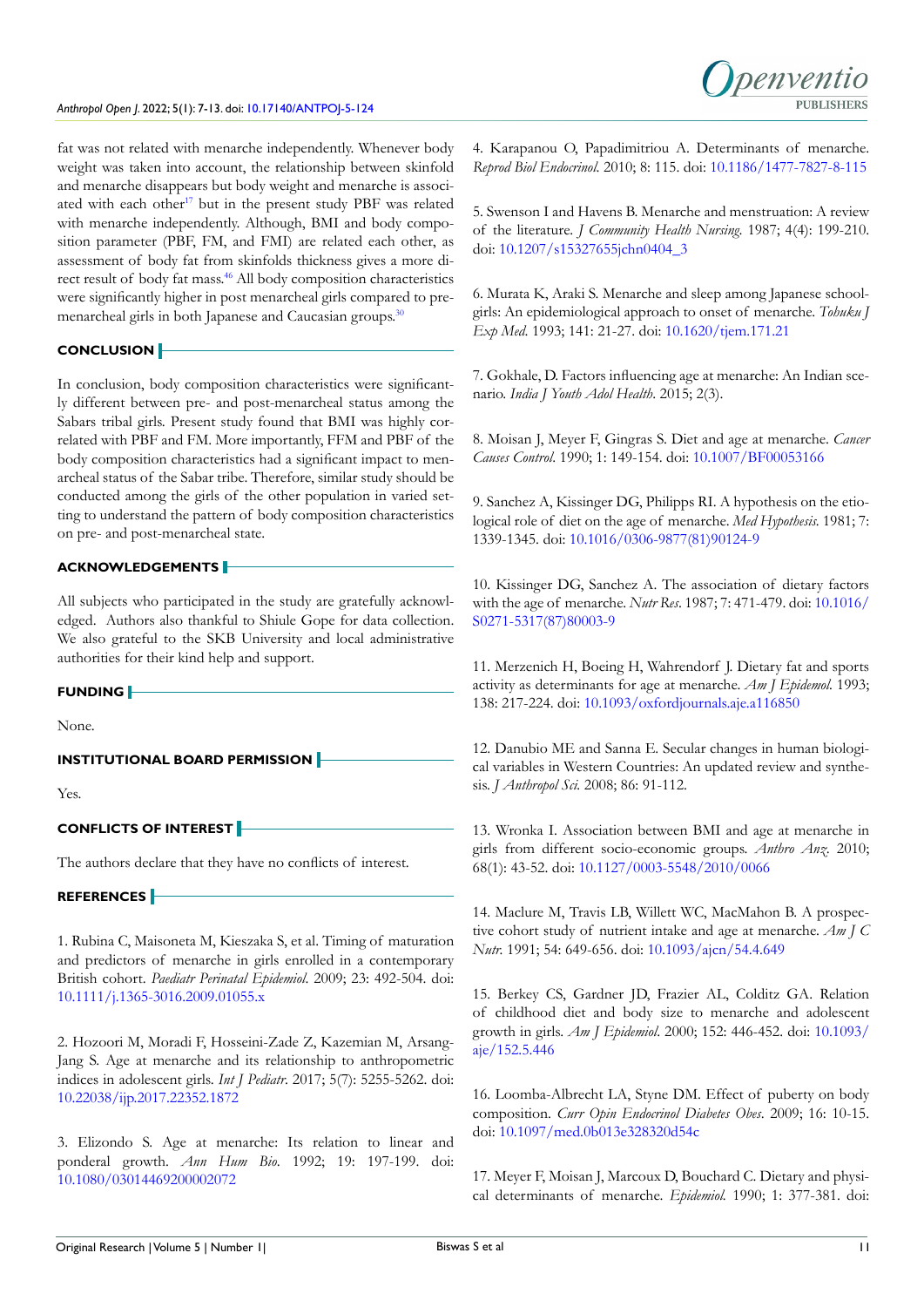fat was not related with menarche independently. Whenever body weight was taken into account, the relationship between skinfold and menarche disappears but body weight and menarche is associated with each other[17] but in the present study PBF was related with menarche independently. Although, BMI and body composition parameter (PBF, FM, and FMI) are related each other, as assessment of body fat from skinfolds thickness gives a more direct result of body fat mass.[46] All body composition characteristics were significantly higher in post menarcheal girls compared to premenarcheal girls in both Japanese and Caucasian groups.[30]

## CONCLUSION

In conclusion, body composition characteristics were significantly different between pre- and post-menarcheal status among the Sabars tribal girls. Present study found that BMI was highly correlated with PBF and FM. More importantly, FFM and PBF of the body composition characteristics had a significant impact to menarcheal status of the Sabar tribe. Therefore, similar study should be conducted among the girls of the other population in varied setting to understand the pattern of body composition characteristics on pre- and post-menarcheal state.

## ACKNOWLEDGEMENTS

All subjects who participated in the study are gratefully acknowledged. Authors also thankful to Shiule Gope for data collection. We also grateful to the SKB University and local administrative authorities for their kind help and support.

## FUNDING

None.

## INSTITUTIONAL BOARD PERMISSION

Yes.

## CONFLICTS OF INTEREST

The authors declare that they have no conflicts of interest.

## REFERENCES

1. Rubina C, Maisoneta M, Kieszaka S, et al. Timing of maturation and predictors of menarche in girls enrolled in a contemporary British cohort. *Paediatr Perinatal Epidemiol*. 2009; 23: 492-504. doi: 10.1111/j.1365-3016.2009.01055.x

2. Hozoori M, Moradi F, Hosseini-Zade Z, Kazemian M, Arsang-Jang S. Age at menarche and its relationship to anthropometric indices in adolescent girls. *Int J Pediatr*. 2017; 5(7): 5255-5262. doi: 10.22038/ijp.2017.22352.1872

3. Elizondo S. Age at menarche: Its relation to linear and ponderal growth. *Ann Hum Bio*. 1992; 19: 197-199. doi: 10.1080/03014469200002072

4. Karapanou O, Papadimitriou A. Determinants of menarche. *Reprod Biol Endocrinol*. 2010; 8: 115. doi: 10.1186/1477-7827-8-115

5. Swenson I and Havens B. Menarche and menstruation: A review of the literature. *J Community Health Nursing*. 1987; 4(4): 199-210. doi: 10.1207/s15327655jchn0404_3

6. Murata K, Araki S. Menarche and sleep among Japanese schoolgirls: An epidemiological approach to onset of menarche. *Tohuku J Exp Med*. 1993; 141: 21-27. doi: 10.1620/tjem.171.21

7. Gokhale, D. Factors influencing age at menarche: An Indian scenario. *India J Youth Adol Health*. 2015; 2(3).

8. Moisan J, Meyer F, Gingras S. Diet and age at menarche. *Cancer Causes Control*. 1990; 1: 149-154. doi: 10.1007/BF00053166

9. Sanchez A, Kissinger DG, Philipps RI. A hypothesis on the etiological role of diet on the age of menarche. *Med Hypothesis*. 1981; 7: 1339-1345. doi: 10.1016/0306-9877(81)90124-9

10. Kissinger DG, Sanchez A. The association of dietary factors with the age of menarche. *Nutr Res*. 1987; 7: 471-479. doi: 10.1016/S0271-5317(87)80003-9

11. Merzenich H, Boeing H, Wahrendorf J. Dietary fat and sports activity as determinants for age at menarche. *Am J Epidemol*. 1993; 138: 217-224. doi: 10.1093/oxfordjournals.aje.a116850

12. Danubio ME and Sanna E. Secular changes in human biological variables in Western Countries: An updated review and synthesis. *J Anthropol Sci*. 2008; 86: 91-112.

13. Wronka I. Association between BMI and age at menarche in girls from different socio-economic groups. *Anthro Anz*. 2010; 68(1): 43-52. doi: 10.1127/0003-5548/2010/0066

14. Maclure M, Travis LB, Willett WC, MacMahon B. A prospective cohort study of nutrient intake and age at menarche. *Am J C Nutr*. 1991; 54: 649-656. doi: 10.1093/ajcn/54.4.649

15. Berkey CS, Gardner JD, Frazier AL, Colditz GA. Relation of childhood diet and body size to menarche and adolescent growth in girls. *Am J Epidemol*. 2000; 152: 446-452. doi: 10.1093/aje/152.5.446

16. Loomba-Albrecht LA, Styne DM. Effect of puberty on body composition. *Curr Opin Endocrinol Diabetes Obes*. 2009; 16: 10-15. doi: 10.1097/med.0b013e328320d54c

17. Meyer F, Moisan J, Marcoux D, Bouchard C. Dietary and physical determinants of menarche. *Epidemiol*. 1990; 1: 377-381. doi: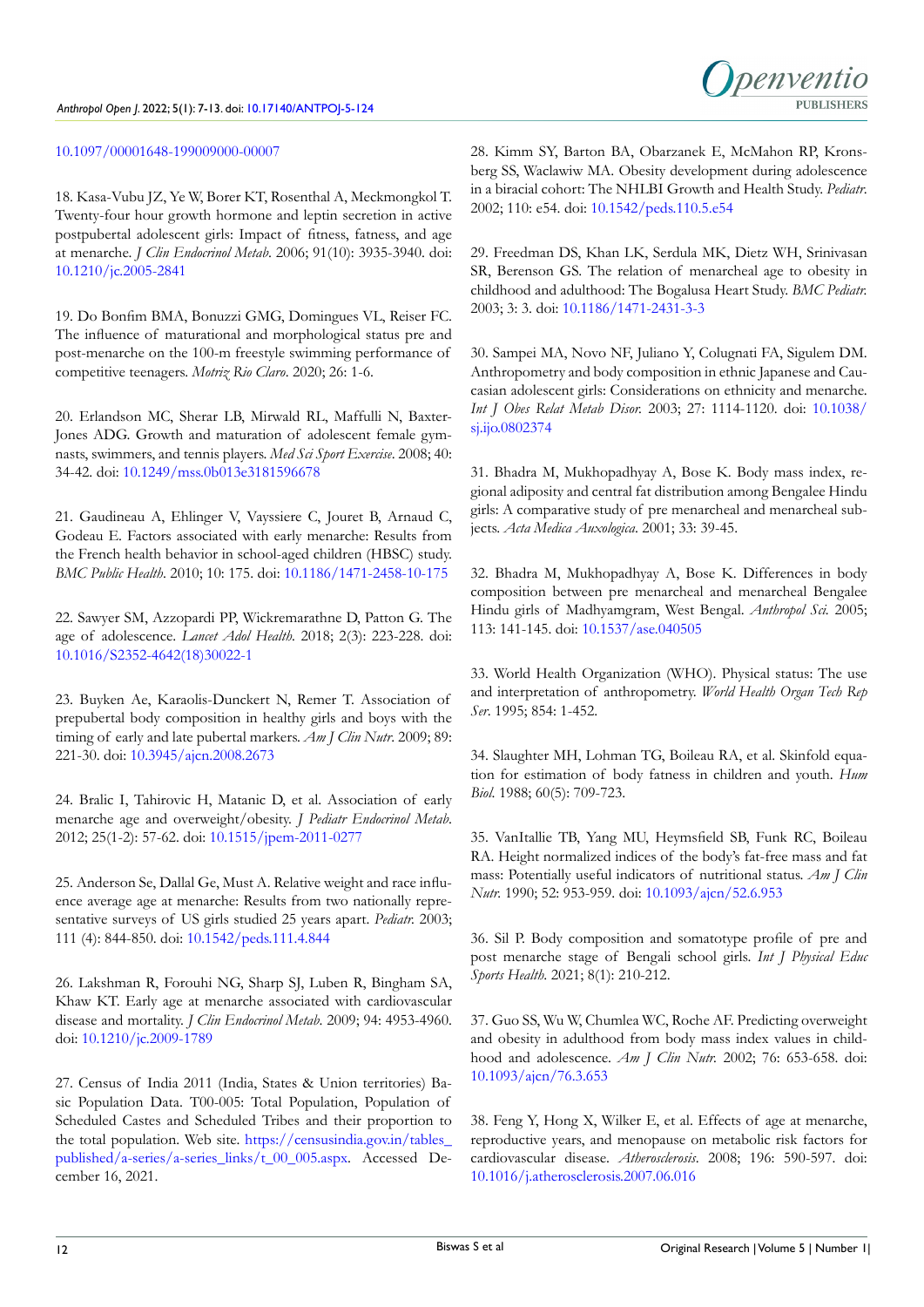10.1097/00001648-199009000-00007

18. Kasa-Vubu JZ, Ye W, Borer KT, Rosenthal A, Meckmongkol T. Twenty-four hour growth hormone and leptin secretion in active postpubertal adolescent girls: Impact of fitness, fatness, and age at menarche. *J Clin Endocrinol Metab*. 2006; 91(10): 3935-3940. doi: 10.1210/jc.2005-2841

19. Do Bonfim BMA, Bonuzzi GMG, Domingues VL, Reiser FC. The influence of maturational and morphological status pre and post-menarche on the 100-m freestyle swimming performance of competitive teenagers. *Motriz Rio Claro*. 2020; 26: 1-6.

20. Erlandson MC, Sherar LB, Mirwald RL, Maffulli N, Baxter-Jones ADG. Growth and maturation of adolescent female gymnasts, swimmers, and tennis players. *Med Sci Sport Exercise*. 2008; 40: 34-42. doi: 10.1249/mss.0b013e3181596678

21. Gaudineau A, Ehlinger V, Vayssiere C, Jouret B, Arnaud C, Godeau E. Factors associated with early menarche: Results from the French health behavior in school-aged children (HBSC) study. *BMC Public Health*. 2010; 10: 175. doi: 10.1186/1471-2458-10-175

22. Sawyer SM, Azzopardi PP, Wickremarathne D, Patton G. The age of adolescence. *Lancet Adol Health*. 2018; 2(3): 223-228. doi: 10.1016/S2352-4642(18)30022-1

23. Buyken Ae, Karaolis-Dunckert N, Remer T. Association of prepubertal body composition in healthy girls and boys with the timing of early and late pubertal markers. *Am J Clin Nutr*. 2009; 89: 221-30. doi: 10.3945/ajcn.2008.2673

24. Bralic I, Tahirovic H, Matanic D, et al. Association of early menarche age and overweight/obesity. *J Pediatr Endocrinol Metab*. 2012; 25(1-2): 57-62. doi: 10.1515/jpem-2011-0277

25. Anderson Se, Dallal Ge, Must A. Relative weight and race influence average age at menarche: Results from two nationally representative surveys of US girls studied 25 years apart. *Pediatr*. 2003; 111 (4): 844-850. doi: 10.1542/peds.111.4.844

26. Lakshman R, Forouhi NG, Sharp SJ, Luben R, Bingham SA, Khaw KT. Early age at menarche associated with cardiovascular disease and mortality. *J Clin Endocrinol Metab*. 2009; 94: 4953-4960. doi: 10.1210/jc.2009-1789

27. Census of India 2011 (India, States & Union territories) Basic Population Data. T00-005: Total Population, Population of Scheduled Castes and Scheduled Tribes and their proportion to the total population. Web site. https://censusindia.gov.in/tables_published/a-series/a-series_links/t_00_005.aspx. Accessed December 16, 2021.

28. Kimm SY, Barton BA, Obarzanek E, McMahon RP, Kronsberg SS, Waclawiw MA. Obesity development during adolescence in a biracial cohort: The NHLBI Growth and Health Study. *Pediatr*. 2002; 110: e54. doi: 10.1542/peds.110.5.e54

29. Freedman DS, Khan LK, Serdula MK, Dietz WH, Srinivasan SR, Berenson GS. The relation of menarcheal age to obesity in childhood and adulthood: The Bogalusa Heart Study. *BMC Pediatr*. 2003; 3: 3. doi: 10.1186/1471-2431-3-3

30. Sampei MA, Novo NF, Juliano Y, Colugnati FA, Sigulem DM. Anthropometry and body composition in ethnic Japanese and Caucasian adolescent girls: Considerations on ethnicity and menarche. *Int J Obes Relat Metab Disor*. 2003; 27: 1114-1120. doi: 10.1038/sj.ijo.0802374

31. Bhadra M, Mukhopadhyay A, Bose K. Body mass index, regional adiposity and central fat distribution among Bengalee Hindu girls: A comparative study of pre menarcheal and menarcheal subjects. *Acta Medica Auxologica*. 2001; 33: 39-45.

32. Bhadra M, Mukhopadhyay A, Bose K. Differences in body composition between pre menarcheal and menarcheal Bengalee Hindu girls of Madhyamgram, West Bengal. *Anthropol Sci*. 2005; 113: 141-145. doi: 10.1537/ase.040505

33. World Health Organization (WHO). Physical status: The use and interpretation of anthropometry. *World Health Organ Tech Rep Ser*. 1995; 854: 1-452.

34. Slaughter MH, Lohman TG, Boileau RA, et al. Skinfold equation for estimation of body fatness in children and youth. *Hum Biol*. 1988; 60(5): 709-723.

35. VanItallie TB, Yang MU, Heymsfield SB, Funk RC, Boileau RA. Height normalized indices of the body's fat-free mass and fat mass: Potentially useful indicators of nutritional status. *Am J Clin Nutr*. 1990; 52: 953-959. doi: 10.1093/ajcn/52.6.953

36. Sil P. Body composition and somatotype profile of pre and post menarche stage of Bengali school girls. *Int J Physical Educ Sports Health*. 2021; 8(1): 210-212.

37. Guo SS, Wu W, Chumlea WC, Roche AF. Predicting overweight and obesity in adulthood from body mass index values in childhood and adolescence. *Am J Clin Nutr*. 2002; 76: 653-658. doi: 10.1093/ajcn/76.3.653

38. Feng Y, Hong X, Wilker E, et al. Effects of age at menarche, reproductive years, and menopause on metabolic risk factors for cardiovascular disease. *Atherosclerosis*. 2008; 196: 590-597. doi: 10.1016/j.atherosclerosis.2007.06.016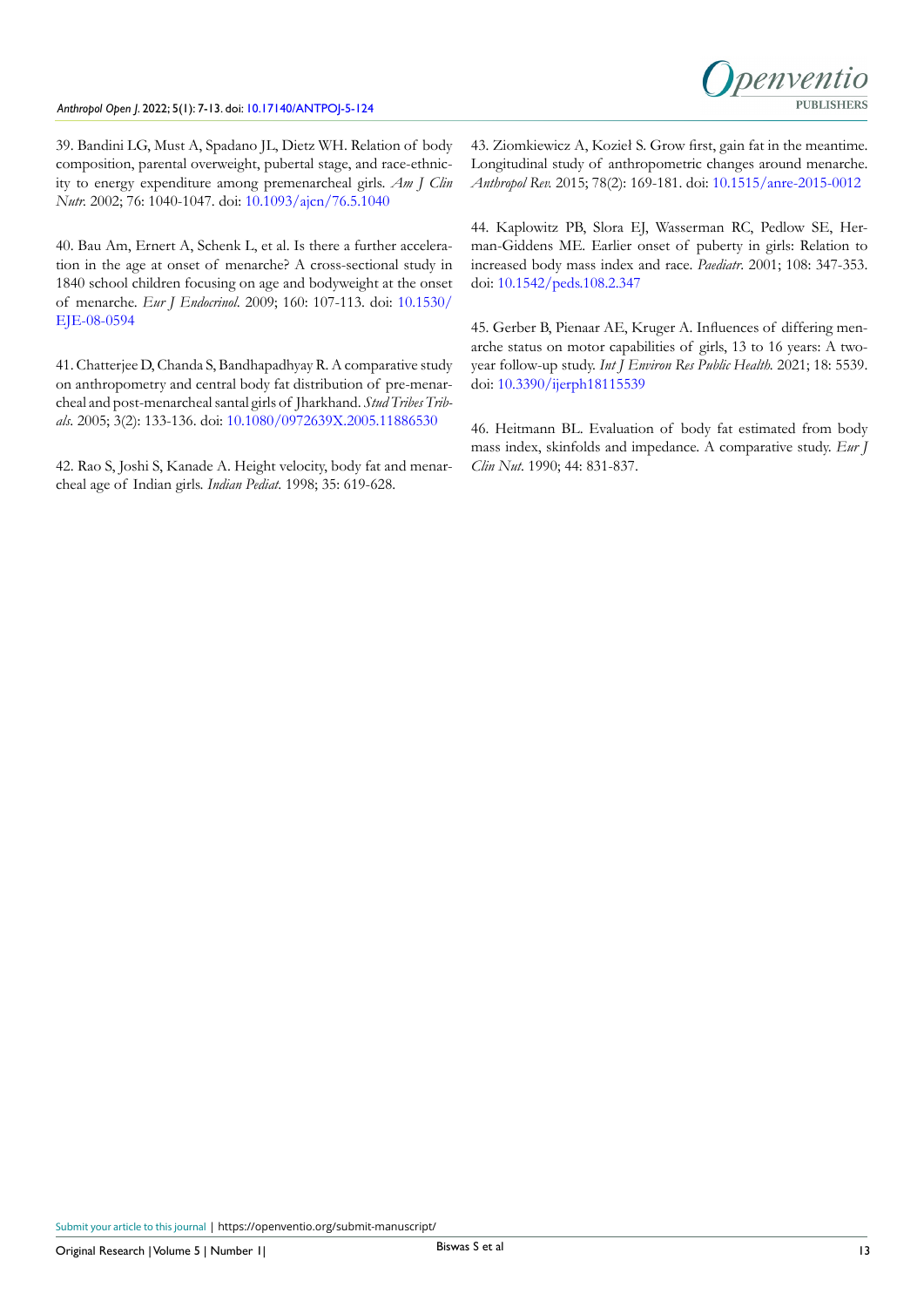39. Bandini LG, Must A, Spadano JL, Dietz WH. Relation of body composition, parental overweight, pubertal stage, and race-ethnicity to energy expenditure among premenarcheal girls. *Am J Clin Nutr*. 2002; 76: 1040-1047. doi: 10.1093/ajcn/76.5.1040

40. Bau Am, Ernert A, Schenk L, et al. Is there a further acceleration in the age at onset of menarche? A cross-sectional study in 1840 school children focusing on age and bodyweight at the onset of menarche. *Eur J Endocrinol*. 2009; 160: 107-113. doi: 10.1530/EJE-08-0594

41. Chatterjee D, Chanda S, Bandhapadhyay R. A comparative study on anthropometry and central body fat distribution of pre-menarcheal and post-menarcheal santal girls of Jharkhand. *Stud Tribes Tribals*. 2005; 3(2): 133-136. doi: 10.1080/0972639X.2005.11886530

42. Rao S, Joshi S, Kanade A. Height velocity, body fat and menarcheal age of Indian girls. *Indian Pediat*. 1998; 35: 619-628.

43. Ziomkiewicz A, Kozieł S. Grow first, gain fat in the meantime. Longitudinal study of anthropometric changes around menarche. *Anthropol Rev*. 2015; 78(2): 169-181. doi: 10.1515/anre-2015-0012

44. Kaplowitz PB, Slora EJ, Wasserman RC, Pedlow SE, Herman-Giddens ME. Earlier onset of puberty in girls: Relation to increased body mass index and race. *Paediatr*. 2001; 108: 347-353. doi: 10.1542/peds.108.2.347

45. Gerber B, Pienaar AE, Kruger A. Influences of differing menarche status on motor capabilities of girls, 13 to 16 years: A two-year follow-up study. *Int J Environ Res Public Health*. 2021; 18: 5539. doi: 10.3390/ijerph18115539

46. Heitmann BL. Evaluation of body fat estimated from body mass index, skinfolds and impedance. A comparative study. *Eur J Clin Nut*. 1990; 44: 831-837.